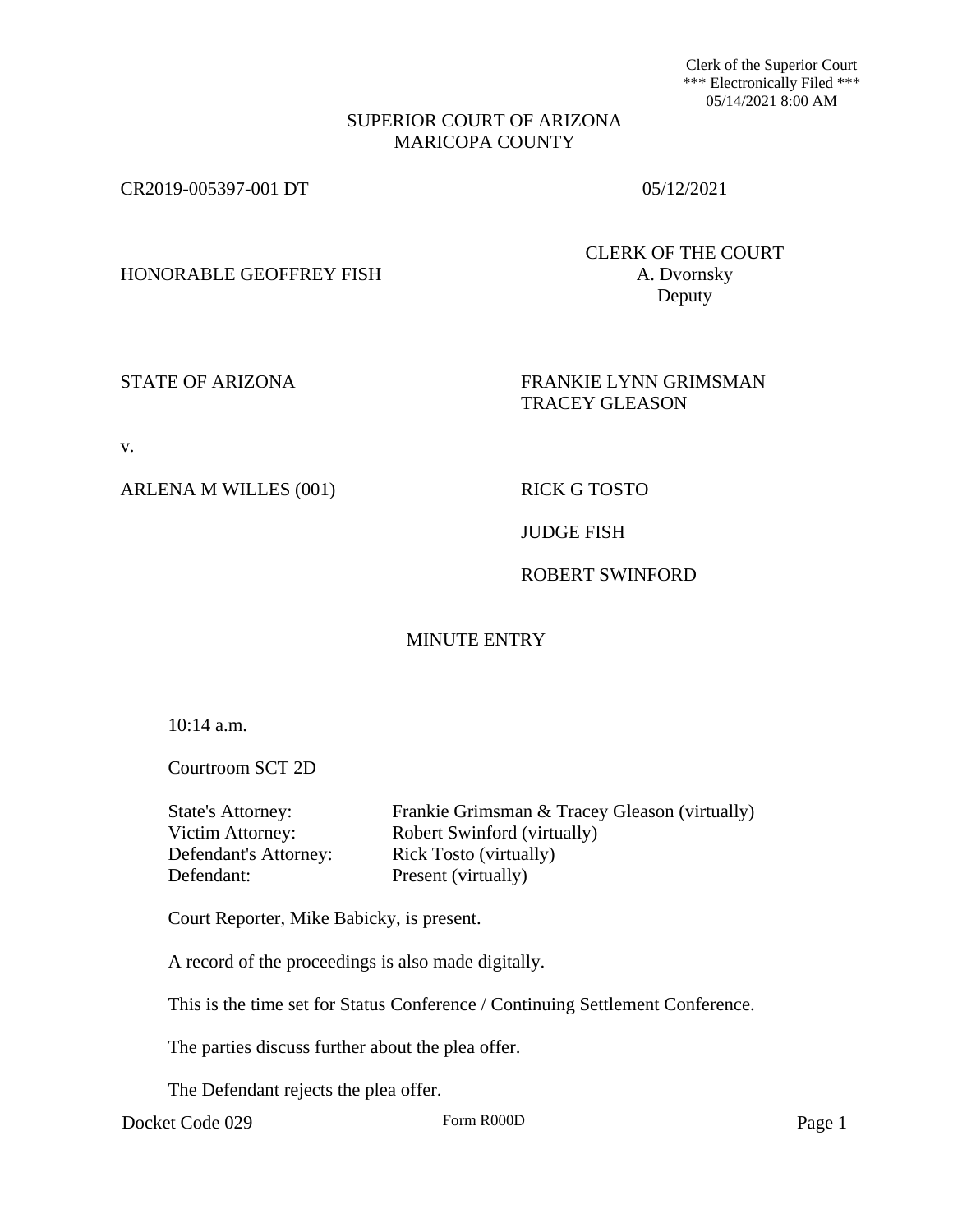Clerk of the Superior Court
*** Electronically Filed ***
05/14/2021 8:00 AM

SUPERIOR COURT OF ARIZONA
MARICOPA COUNTY

CR2019-005397-001 DT 05/12/2021

HONORABLE GEOFFREY FISH

CLERK OF THE COURT
A. Dvornsky
Deputy

STATE OF ARIZONA

FRANKIE LYNN GRIMSMAN
TRACEY GLEASON

v.

ARLENA M WILLES (001)

RICK G TOSTO

JUDGE FISH

ROBERT SWINFORD

## MINUTE ENTRY

10:14 a.m.

Courtroom SCT 2D

| | |
|---|---|
| State's Attorney: | Frankie Grimsman & Tracey Gleason (virtually) |
| Victim Attorney: | Robert Swinford (virtually) |
| Defendant's Attorney: | Rick Tosto (virtually) |
| Defendant: | Present (virtually) |

Court Reporter, Mike Babicky, is present.

A record of the proceedings is also made digitally.

This is the time set for Status Conference / Continuing Settlement Conference.

The parties discuss further about the plea offer.

The Defendant rejects the plea offer.

Docket Code 029 Form R000D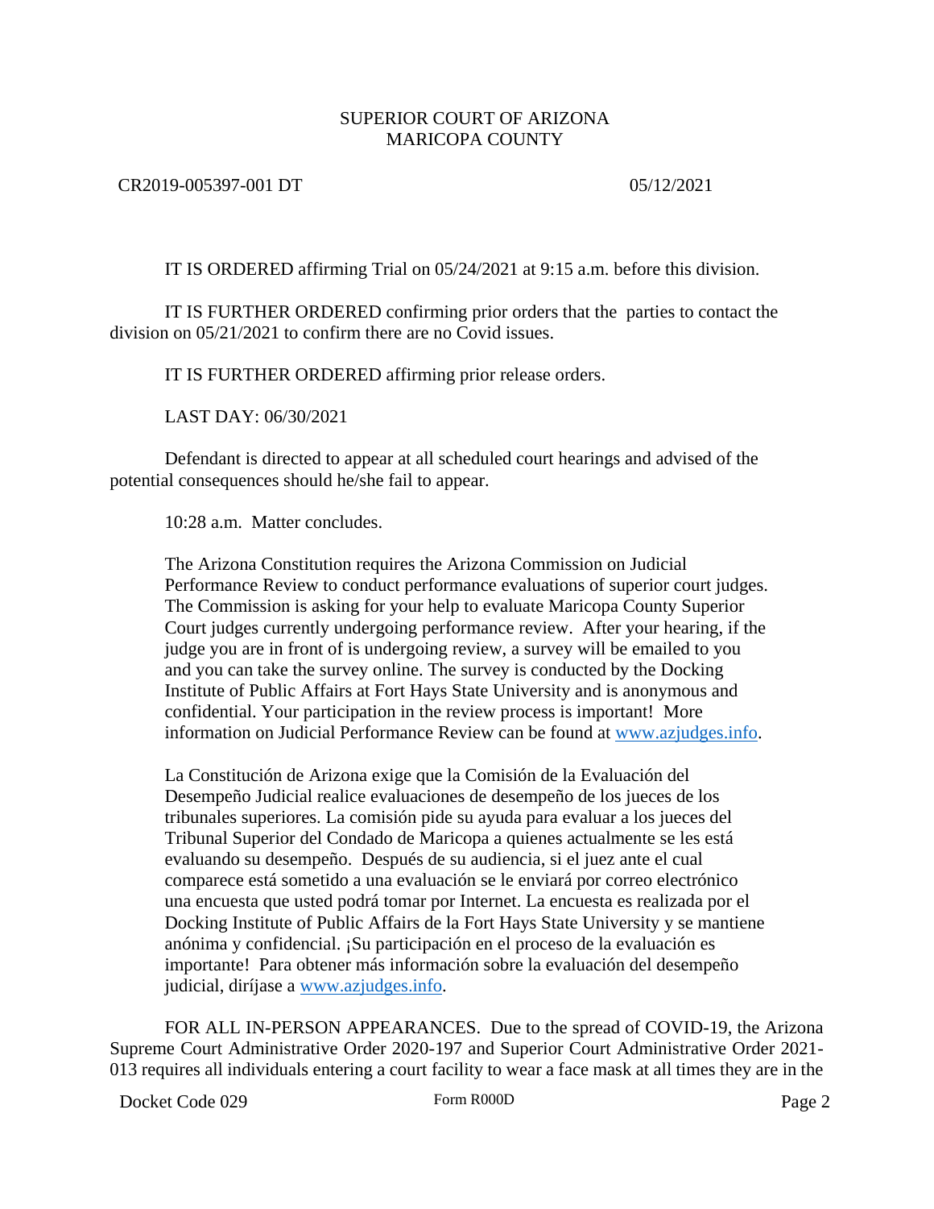CR2019-005397-001 DT 05/12/2021

IT IS ORDERED affirming Trial on 05/24/2021 at 9:15 a.m. before this division.

IT IS FURTHER ORDERED confirming prior orders that the parties to contact the division on 05/21/2021 to confirm there are no Covid issues.

IT IS FURTHER ORDERED affirming prior release orders.

LAST DAY: 06/30/2021

Defendant is directed to appear at all scheduled court hearings and advised of the potential consequences should he/she fail to appear.

10:28 a.m. Matter concludes.

The Arizona Constitution requires the Arizona Commission on Judicial Performance Review to conduct performance evaluations of superior court judges. The Commission is asking for your help to evaluate Maricopa County Superior Court judges currently undergoing performance review. After your hearing, if the judge you are in front of is undergoing review, a survey will be emailed to you and you can take the survey online. The survey is conducted by the Docking Institute of Public Affairs at Fort Hays State University and is anonymous and confidential. Your participation in the review process is important! More information on Judicial Performance Review can be found at www.azjudges.info.

La Constitución de Arizona exige que la Comisión de la Evaluación del Desempeño Judicial realice evaluaciones de desempeño de los jueces de los tribunales superiores. La comisión pide su ayuda para evaluar a los jueces del Tribunal Superior del Condado de Maricopa a quienes actualmente se les está evaluando su desempeño. Después de su audiencia, si el juez ante el cual comparece está sometido a una evaluación se le enviará por correo electrónico una encuesta que usted podrá tomar por Internet. La encuesta es realizada por el Docking Institute of Public Affairs de la Fort Hays State University y se mantiene anónima y confidencial. ¡Su participación en el proceso de la evaluación es importante! Para obtener más información sobre la evaluación del desempeño judicial, diríjase a www.azjudges.info.

FOR ALL IN-PERSON APPEARANCES. Due to the spread of COVID-19, the Arizona Supreme Court Administrative Order 2020-197 and Superior Court Administrative Order 2021-013 requires all individuals entering a court facility to wear a face mask at all times they are in the

Docket Code 029 Form R000D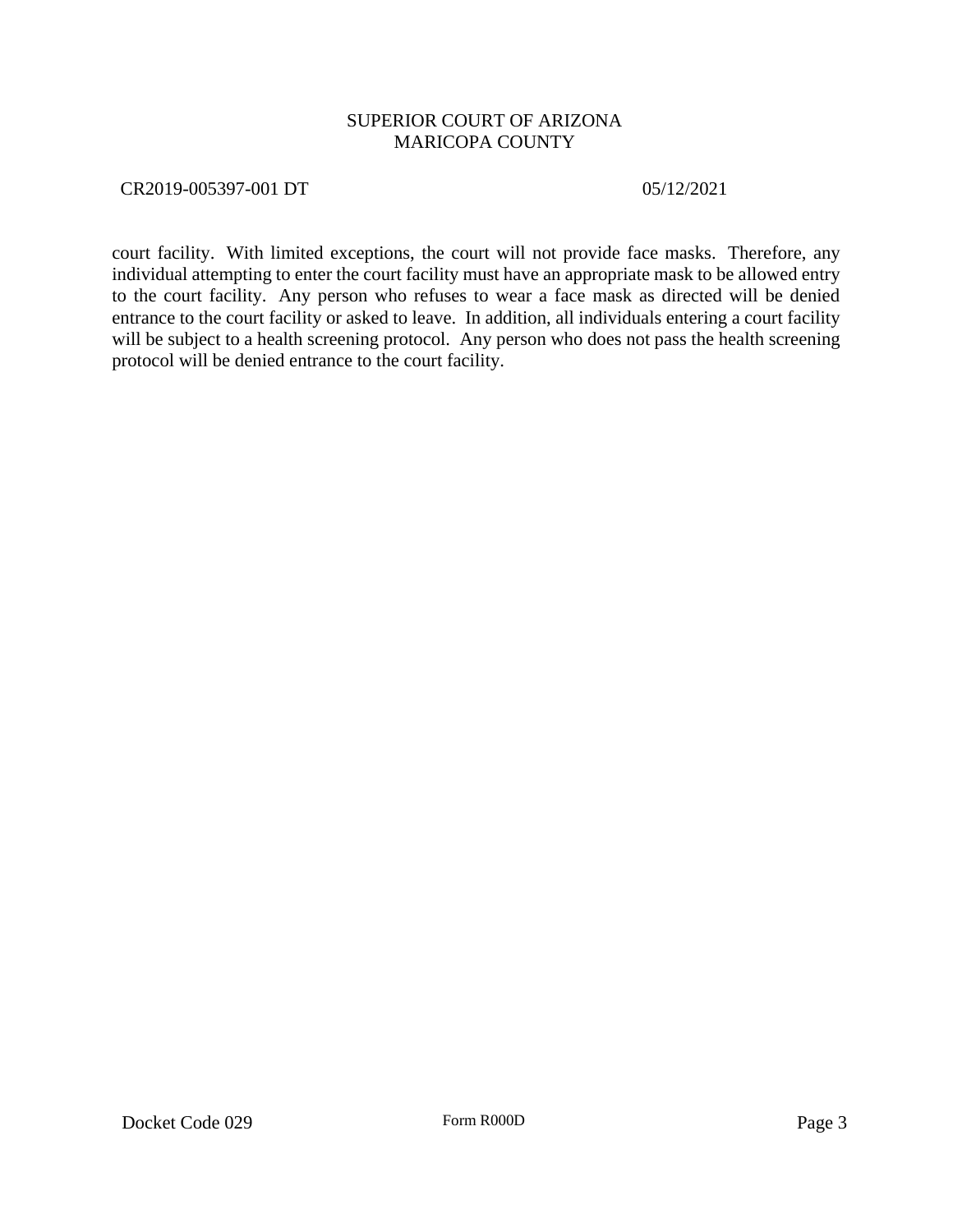court facility. With limited exceptions, the court will not provide face masks. Therefore, any individual attempting to enter the court facility must have an appropriate mask to be allowed entry to the court facility. Any person who refuses to wear a face mask as directed will be denied entrance to the court facility or asked to leave. In addition, all individuals entering a court facility will be subject to a health screening protocol. Any person who does not pass the health screening protocol will be denied entrance to the court facility.